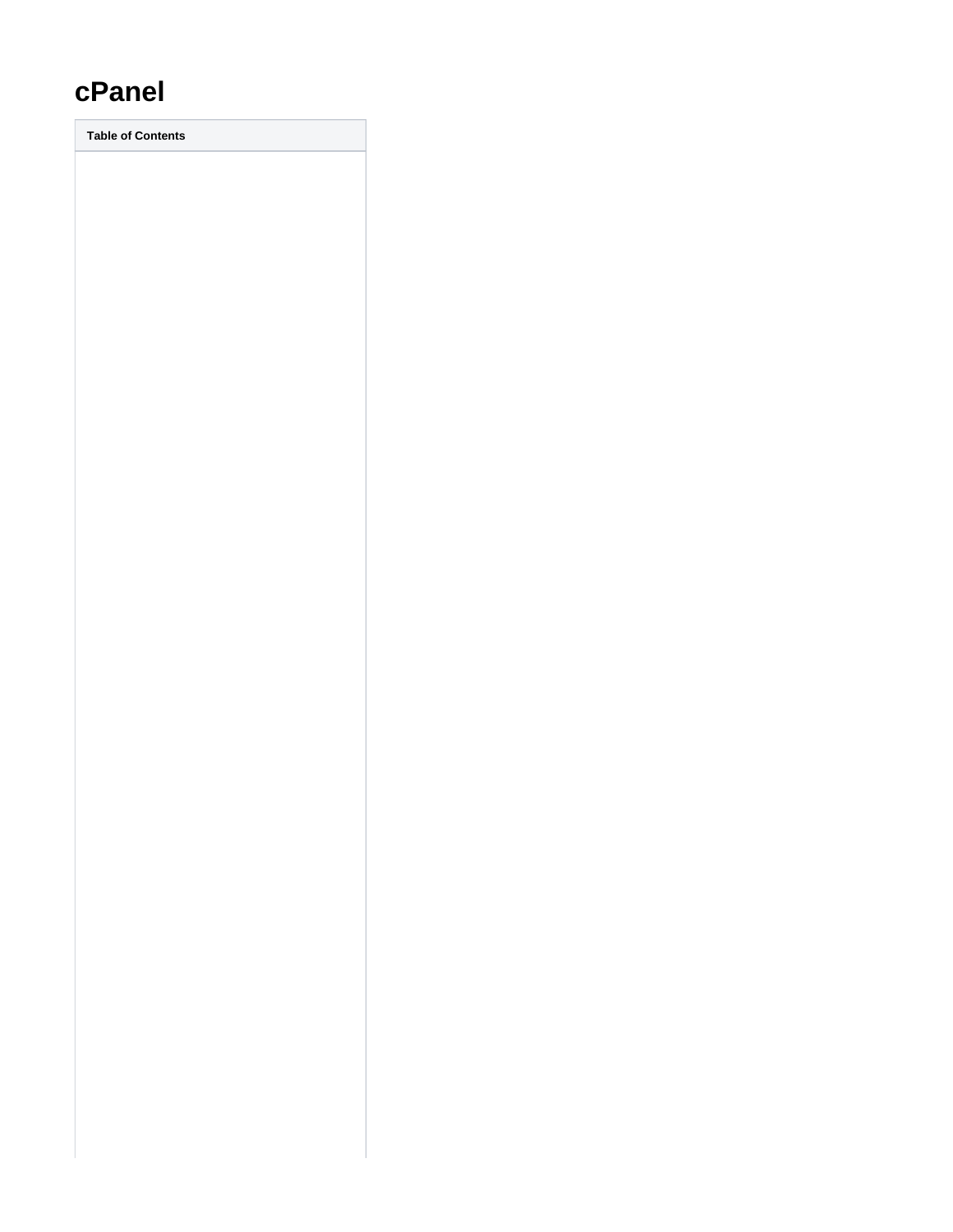# cPanel

| Table of Contents |
| --- |
| |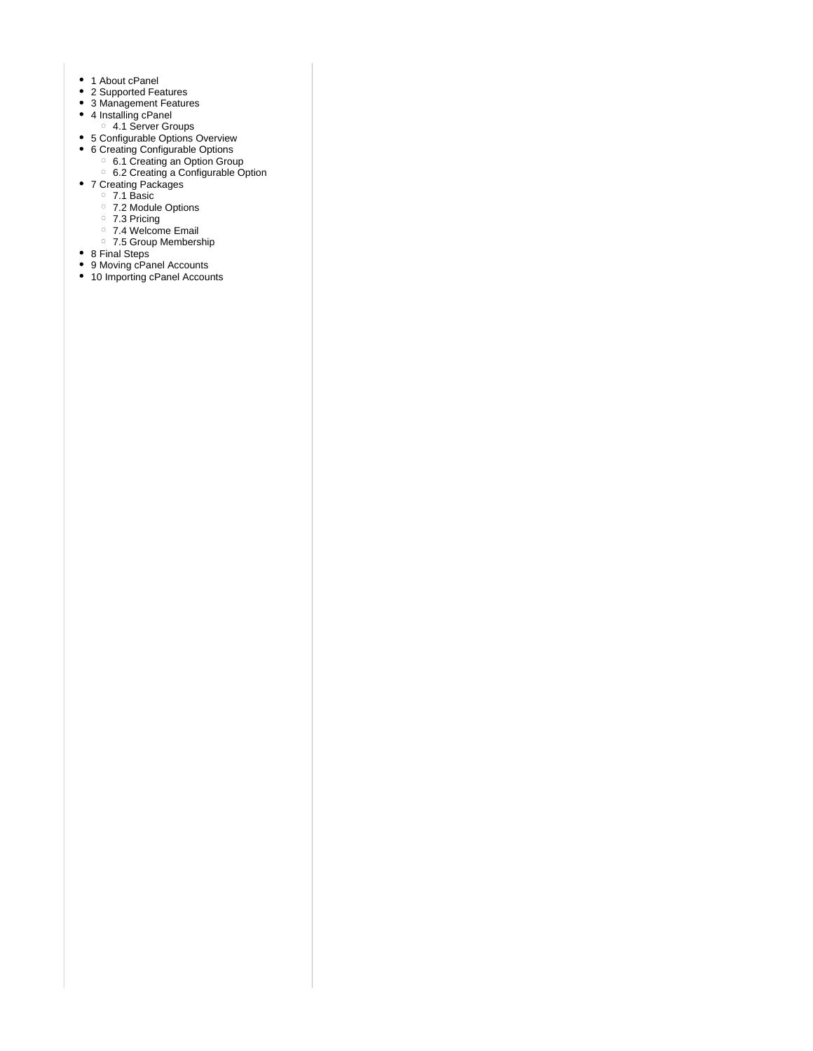- 1 About cPanel
- 2 Supported Features
- 3 Management Features
- 4 Installing cPanel
    - 4.1 Server Groups
- 5 Configurable Options Overview
- 6 Creating Configurable Options
    - 6.1 Creating an Option Group
    - 6.2 Creating a Configurable Option
- 7 Creating Packages
    - 7.1 Basic
    - 7.2 Module Options
    - 7.3 Pricing
    - 7.4 Welcome Email
    - 7.5 Group Membership
- 8 Final Steps
- 9 Moving cPanel Accounts
- 10 Importing cPanel Accounts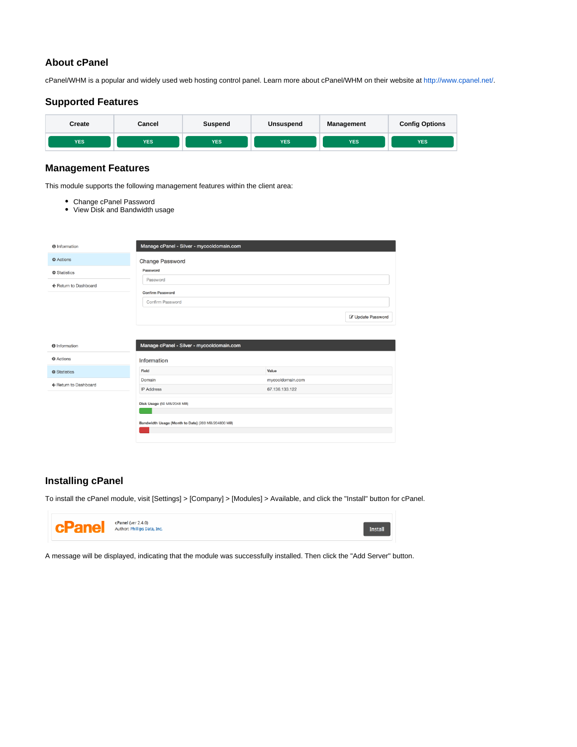## About cPanel

cPanel/WHM is a popular and widely used web hosting control panel. Learn more about cPanel/WHM on their website at http://www.cpanel.net/.

## Supported Features

| Create | Cancel | Suspend | Unsuspend | Management | Config Options |
|---|---|---|---|---|---|
| YES | YES | YES | YES | YES | YES |

## Management Features

This module supports the following management features within the client area:

- Change cPanel Password
- View Disk and Bandwidth usage

## Installing cPanel

To install the cPanel module, visit [Settings] > [Company] > [Modules] > Available, and click the "Install" button for cPanel.

A message will be displayed, indicating that the module was successfully installed. Then click the "Add Server" button.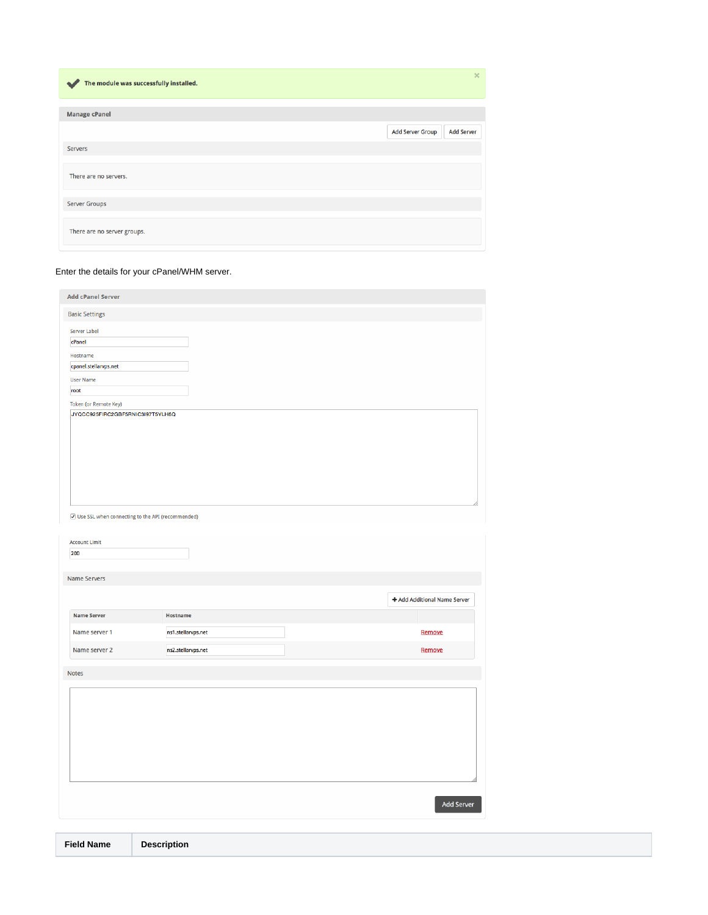The module was successfully installed.

**Manage cPanel**

Add Server Group | Add Server

Servers

There are no servers.

Server Groups

There are no server groups.

Enter the details for your cPanel/WHM server.

**Add cPanel Server**

Basic Settings

Server Label: cPanel

Hostname: cpanel.stellarvps.net

User Name: root

Token (or Remote Key): JYQCC925FIRC2GBF5RNIC3I97T5YLH6Q

☑ Use SSL when connecting to the API (recommended)

Account Limit: 200

Name Servers

+ Add Additional Name Server

| Name Server | Hostname | |
|---|---|---|
| Name server 1 | ns1.stellarvps.net | Remove |
| Name server 2 | ns2.stellarvps.net | Remove |

Notes

Add Server

| Field Name | Description |
|---|---|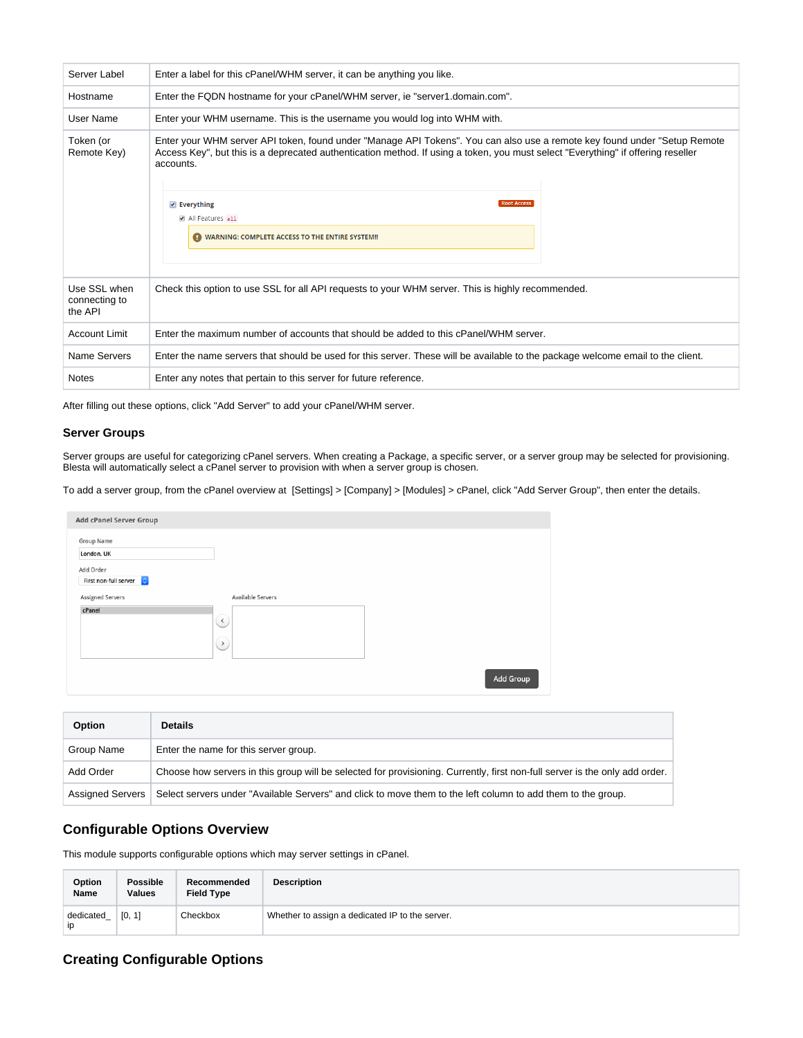| Server Label | Enter a label for this cPanel/WHM server, it can be anything you like. |
| --- | --- |
| Hostname | Enter the FQDN hostname for your cPanel/WHM server, ie "server1.domain.com". |
| User Name | Enter your WHM username. This is the username you would log into WHM with. |
| Token (or Remote Key) | Enter your WHM server API token, found under "Manage API Tokens". You can also use a remote key found under "Setup Remote Access Key", but this is a deprecated authentication method. If using a token, you must select "Everything" if offering reseller accounts. |
| Use SSL when connecting to the API | Check this option to use SSL for all API requests to your WHM server. This is highly recommended. |
| Account Limit | Enter the maximum number of accounts that should be added to this cPanel/WHM server. |
| Name Servers | Enter the name servers that should be used for this server. These will be available to the package welcome email to the client. |
| Notes | Enter any notes that pertain to this server for future reference. |

After filling out these options, click "Add Server" to add your cPanel/WHM server.

### Server Groups

Server groups are useful for categorizing cPanel servers. When creating a Package, a specific server, or a server group may be selected for provisioning. Blesta will automatically select a cPanel server to provision with when a server group is chosen.

To add a server group, from the cPanel overview at [Settings] > [Company] > [Modules] > cPanel, click "Add Server Group", then enter the details.

| Option | Details |
| --- | --- |
| Group Name | Enter the name for this server group. |
| Add Order | Choose how servers in this group will be selected for provisioning. Currently, first non-full server is the only add order. |
| Assigned Servers | Select servers under "Available Servers" and click to move them to the left column to add them to the group. |

## Configurable Options Overview

This module supports configurable options which may server settings in cPanel.

| Option Name | Possible Values | Recommended Field Type | Description |
| --- | --- | --- | --- |
| dedicated_ip | [0, 1] | Checkbox | Whether to assign a dedicated IP to the server. |

## Creating Configurable Options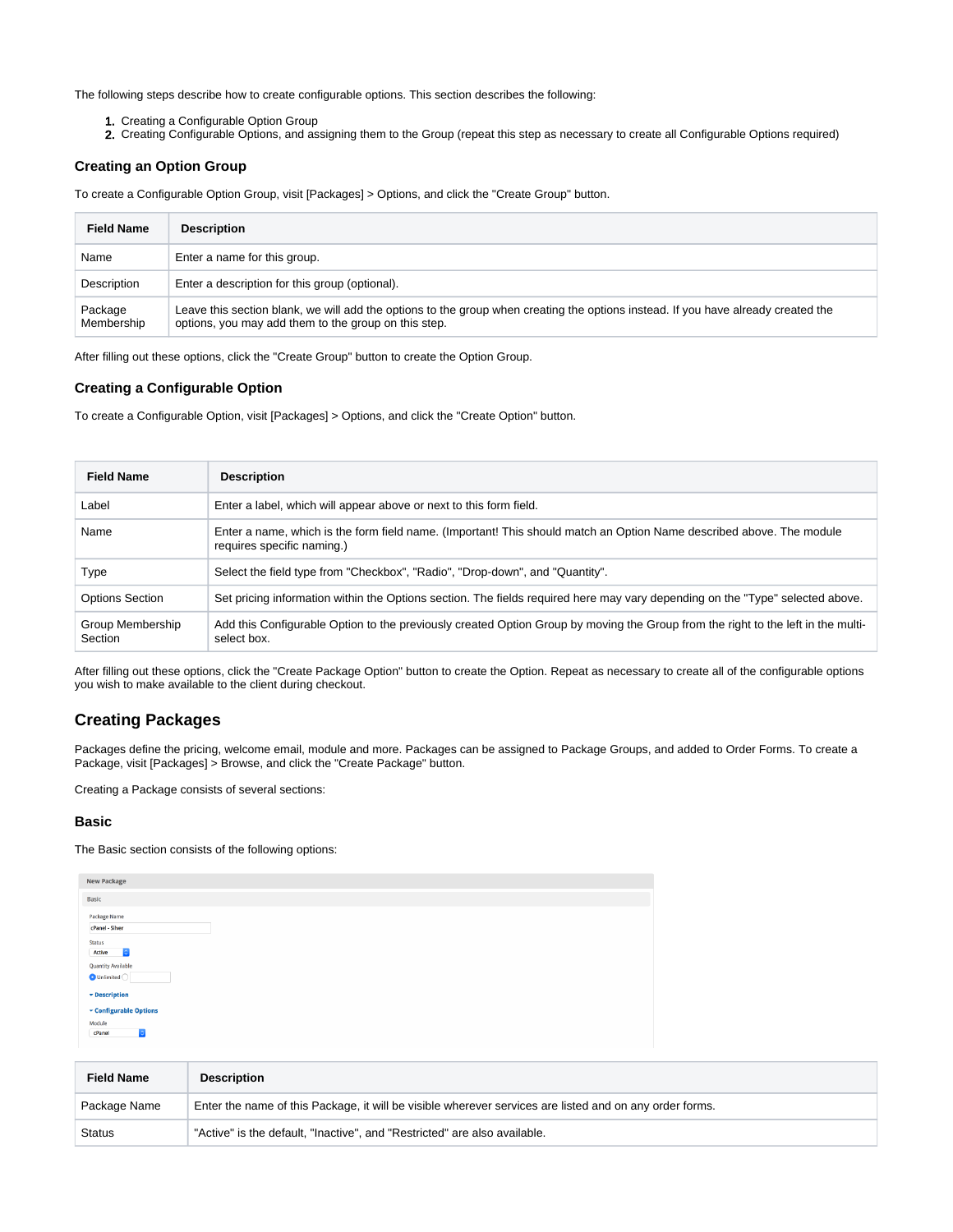The following steps describe how to create configurable options. This section describes the following:

1. Creating a Configurable Option Group
2. Creating Configurable Options, and assigning them to the Group (repeat this step as necessary to create all Configurable Options required)

### Creating an Option Group

To create a Configurable Option Group, visit [Packages] > Options, and click the "Create Group" button.

| Field Name | Description |
|---|---|
| Name | Enter a name for this group. |
| Description | Enter a description for this group (optional). |
| Package Membership | Leave this section blank, we will add the options to the group when creating the options instead. If you have already created the options, you may add them to the group on this step. |

After filling out these options, click the "Create Group" button to create the Option Group.

### Creating a Configurable Option

To create a Configurable Option, visit [Packages] > Options, and click the "Create Option" button.

| Field Name | Description |
|---|---|
| Label | Enter a label, which will appear above or next to this form field. |
| Name | Enter a name, which is the form field name. (Important! This should match an Option Name described above. The module requires specific naming.) |
| Type | Select the field type from "Checkbox", "Radio", "Drop-down", and "Quantity". |
| Options Section | Set pricing information within the Options section. The fields required here may vary depending on the "Type" selected above. |
| Group Membership Section | Add this Configurable Option to the previously created Option Group by moving the Group from the right to the left in the multi-select box. |

After filling out these options, click the "Create Package Option" button to create the Option. Repeat as necessary to create all of the configurable options you wish to make available to the client during checkout.

## Creating Packages

Packages define the pricing, welcome email, module and more. Packages can be assigned to Package Groups, and added to Order Forms. To create a Package, visit [Packages] > Browse, and click the "Create Package" button.

Creating a Package consists of several sections:

### Basic

The Basic section consists of the following options:

| Field Name | Description |
|---|---|
| Package Name | Enter the name of this Package, it will be visible wherever services are listed and on any order forms. |
| Status | "Active" is the default, "Inactive", and "Restricted" are also available. |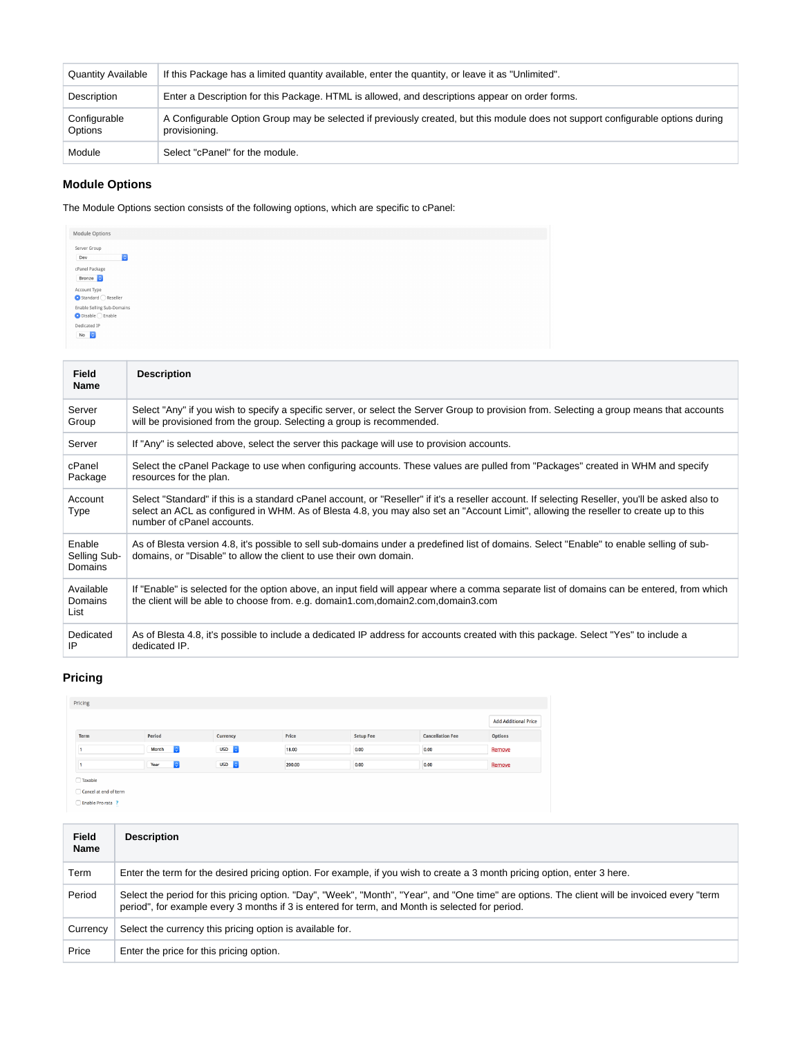| Quantity Available | If this Package has a limited quantity available, enter the quantity, or leave it as "Unlimited". |
|---|---|
| Description | Enter a Description for this Package. HTML is allowed, and descriptions appear on order forms. |
| Configurable Options | A Configurable Option Group may be selected if previously created, but this module does not support configurable options during provisioning. |
| Module | Select "cPanel" for the module. |

### Module Options

The Module Options section consists of the following options, which are specific to cPanel:

| Field Name | Description |
|---|---|
| Server Group | Select "Any" if you wish to specify a specific server, or select the Server Group to provision from. Selecting a group means that accounts will be provisioned from the group. Selecting a group is recommended. |
| Server | If "Any" is selected above, select the server this package will use to provision accounts. |
| cPanel Package | Select the cPanel Package to use when configuring accounts. These values are pulled from "Packages" created in WHM and specify resources for the plan. |
| Account Type | Select "Standard" if this is a standard cPanel account, or "Reseller" if it's a reseller account. If selecting Reseller, you'll be asked also to select an ACL as configured in WHM. As of Blesta 4.8, you may also set an "Account Limit", allowing the reseller to create up to this number of cPanel accounts. |
| Enable Selling Sub-Domains | As of Blesta version 4.8, it's possible to sell sub-domains under a predefined list of domains. Select "Enable" to enable selling of sub-domains, or "Disable" to allow the client to use their own domain. |
| Available Domains List | If "Enable" is selected for the option above, an input field will appear where a comma separate list of domains can be entered, from which the client will be able to choose from. e.g. domain1.com,domain2.com,domain3.com |
| Dedicated IP | As of Blesta 4.8, it's possible to include a dedicated IP address for accounts created with this package. Select "Yes" to include a dedicated IP. |

### Pricing

| Field Name | Description |
|---|---|
| Term | Enter the term for the desired pricing option. For example, if you wish to create a 3 month pricing option, enter 3 here. |
| Period | Select the period for this pricing option. "Day", "Week", "Month", "Year", and "One time" are options. The client will be invoiced every "term period", for example every 3 months if 3 is entered for term, and Month is selected for period. |
| Currency | Select the currency this pricing option is available for. |
| Price | Enter the price for this pricing option. |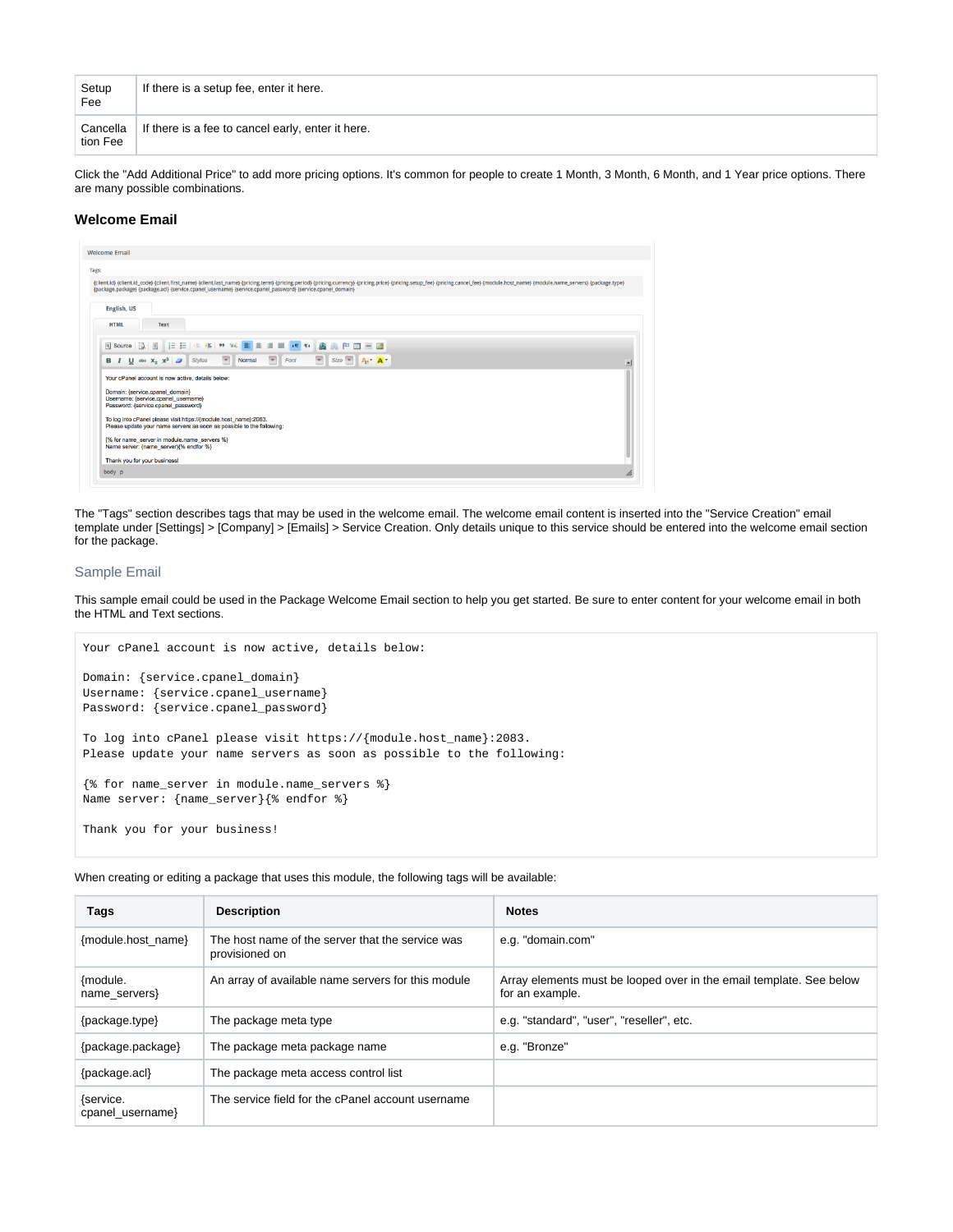| Setup Fee | If there is a setup fee, enter it here. |
|---|---|
| Cancellation Fee | If there is a fee to cancel early, enter it here. |

Click the "Add Additional Price" to add more pricing options. It's common for people to create 1 Month, 3 Month, 6 Month, and 1 Year price options. There are many possible combinations.

### Welcome Email

The "Tags" section describes tags that may be used in the welcome email. The welcome email content is inserted into the "Service Creation" email template under [Settings] > [Company] > [Emails] > Service Creation. Only details unique to this service should be entered into the welcome email section for the package.

#### Sample Email

This sample email could be used in the Package Welcome Email section to help you get started. Be sure to enter content for your welcome email in both the HTML and Text sections.

```
Your cPanel account is now active, details below:

Domain: {service.cpanel_domain}
Username: {service.cpanel_username}
Password: {service.cpanel_password}

To log into cPanel please visit https://{module.host_name}:2083.
Please update your name servers as soon as possible to the following:

{% for name_server in module.name_servers %}
Name server: {name_server}{% endfor %}

Thank you for your business!
```

When creating or editing a package that uses this module, the following tags will be available:

| Tags | Description | Notes |
|---|---|---|
| {module.host_name} | The host name of the server that the service was provisioned on | e.g. "domain.com" |
| {module.name_servers} | An array of available name servers for this module | Array elements must be looped over in the email template. See below for an example. |
| {package.type} | The package meta type | e.g. "standard", "user", "reseller", etc. |
| {package.package} | The package meta package name | e.g. "Bronze" |
| {package.acl} | The package meta access control list | |
| {service.cpanel_username} | The service field for the cPanel account username | |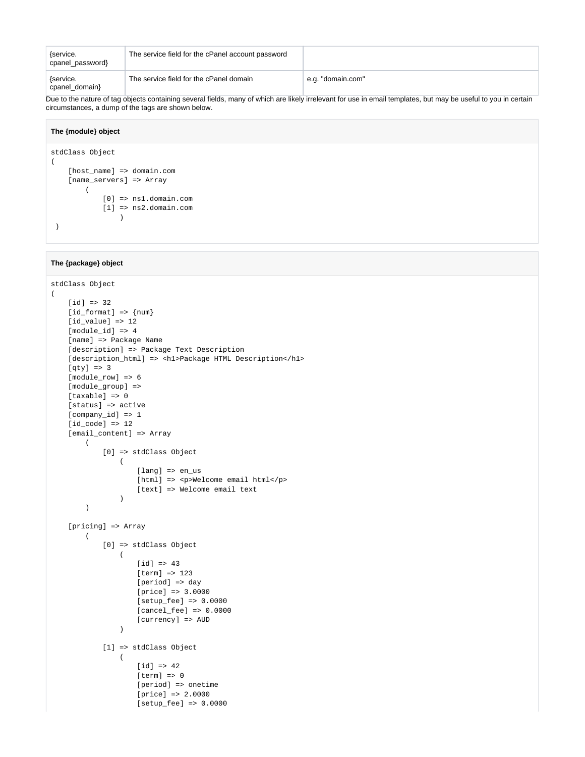| {service. cpanel_password} | The service field for the cPanel account password | |
| --- | --- | --- |
| {service. cpanel_domain} | The service field for the cPanel domain | e.g. "domain.com" |

Due to the nature of tag objects containing several fields, many of which are likely irrelevant for use in email templates, but may be useful to you in certain circumstances, a dump of the tags are shown below.

**The {module} object**

```
stdClass Object
(
    [host_name] => domain.com
    [name_servers] => Array
        (
            [0] => ns1.domain.com
            [1] => ns2.domain.com
                )
 )
```

**The {package} object**

```
stdClass Object
(
    [id] => 32
    [id_format] => {num}
    [id_value] => 12
    [module_id] => 4
    [name] => Package Name
    [description] => Package Text Description
    [description_html] => <h1>Package HTML Description</h1>
    [qty] => 3
    [module_row] => 6
    [module_group] =>
    [taxable] => 0
    [status] => active
    [company_id] => 1
    [id_code] => 12
    [email_content] => Array
        (
            [0] => stdClass Object
                (
                    [lang] => en_us
                    [html] => <p>Welcome email html</p>
                    [text] => Welcome email text
                )
        )

    [pricing] => Array
        (
            [0] => stdClass Object
                (
                    [id] => 43
                    [term] => 123
                    [period] => day
                    [price] => 3.0000
                    [setup_fee] => 0.0000
                    [cancel_fee] => 0.0000
                    [currency] => AUD
                )

            [1] => stdClass Object
                (
                    [id] => 42
                    [term] => 0
                    [period] => onetime
                    [price] => 2.0000
                    [setup_fee] => 0.0000
```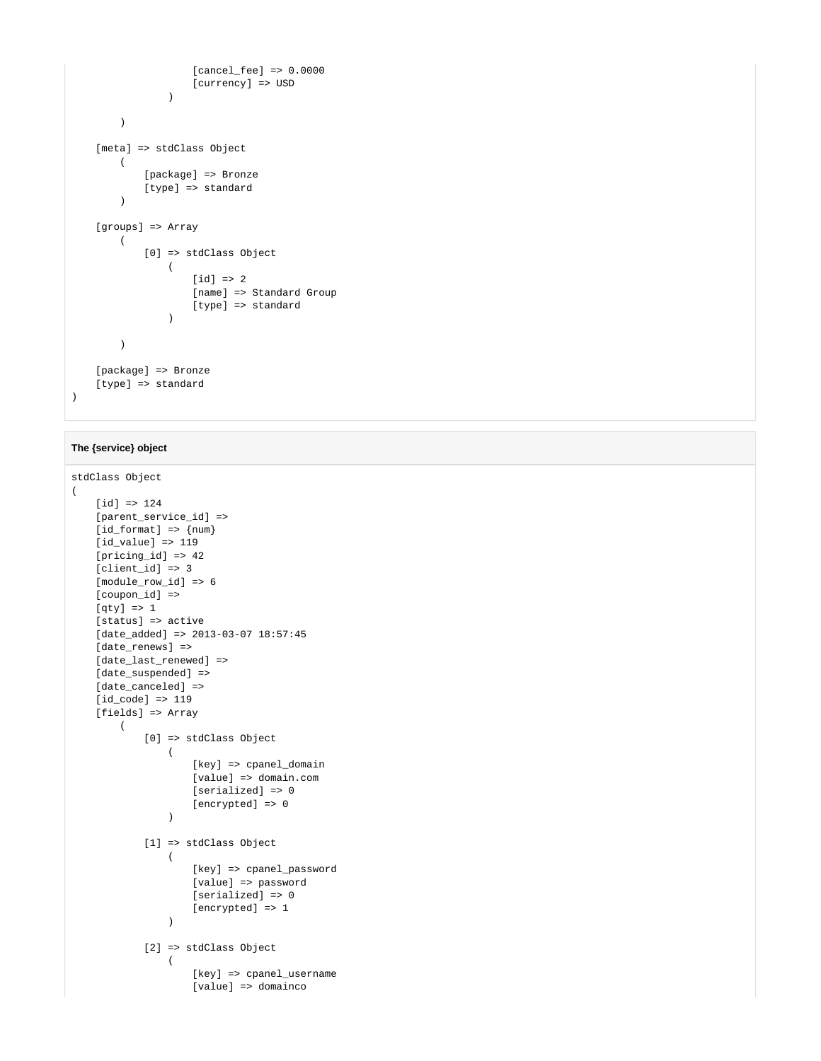```
                    [cancel_fee] => 0.0000
                    [currency] => USD
                )

        )

    [meta] => stdClass Object
        (
            [package] => Bronze
            [type] => standard
        )

    [groups] => Array
        (
            [0] => stdClass Object
                (
                    [id] => 2
                    [name] => Standard Group
                    [type] => standard
                )

        )

    [package] => Bronze
    [type] => standard
)
```

**The {service} object**

```
stdClass Object
(
    [id] => 124
    [parent_service_id] =>
    [id_format] => {num}
    [id_value] => 119
    [pricing_id] => 42
    [client_id] => 3
    [module_row_id] => 6
    [coupon_id] =>
    [qty] => 1
    [status] => active
    [date_added] => 2013-03-07 18:57:45
    [date_renews] =>
    [date_last_renewed] =>
    [date_suspended] =>
    [date_canceled] =>
    [id_code] => 119
    [fields] => Array
        (
            [0] => stdClass Object
                (
                    [key] => cpanel_domain
                    [value] => domain.com
                    [serialized] => 0
                    [encrypted] => 0
                )

            [1] => stdClass Object
                (
                    [key] => cpanel_password
                    [value] => password
                    [serialized] => 0
                    [encrypted] => 1
                )

            [2] => stdClass Object
                (
                    [key] => cpanel_username
                    [value] => domainco
```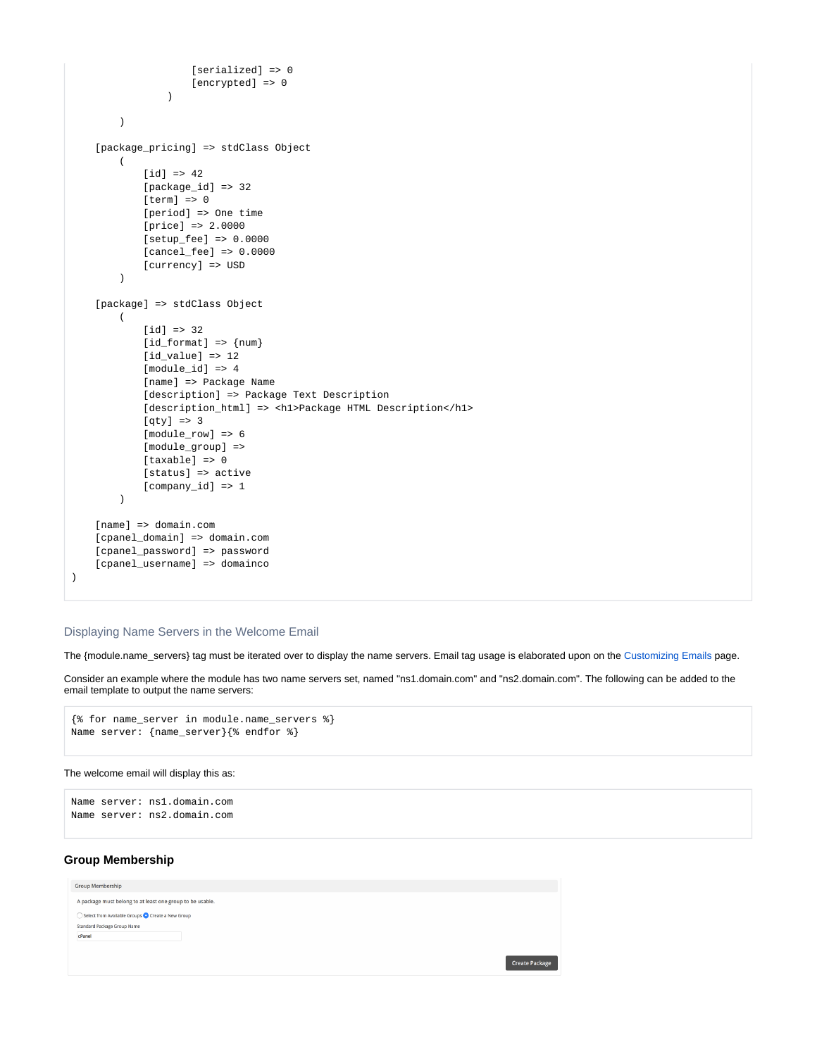```
                    [serialized] => 0
                    [encrypted] => 0
                )

        )

    [package_pricing] => stdClass Object
        (
            [id] => 42
            [package_id] => 32
            [term] => 0
            [period] => One time
            [price] => 2.0000
            [setup_fee] => 0.0000
            [cancel_fee] => 0.0000
            [currency] => USD
        )

    [package] => stdClass Object
        (
            [id] => 32
            [id_format] => {num}
            [id_value] => 12
            [module_id] => 4
            [name] => Package Name
            [description] => Package Text Description
            [description_html] => <h1>Package HTML Description</h1>
            [qty] => 3
            [module_row] => 6
            [module_group] =>
            [taxable] => 0
            [status] => active
            [company_id] => 1
        )

    [name] => domain.com
    [cpanel_domain] => domain.com
    [cpanel_password] => password
    [cpanel_username] => domainco
)
```

### Displaying Name Servers in the Welcome Email

The {module.name_servers} tag must be iterated over to display the name servers. Email tag usage is elaborated upon on the Customizing Emails page.

Consider an example where the module has two name servers set, named "ns1.domain.com" and "ns2.domain.com". The following can be added to the email template to output the name servers:

```
{% for name_server in module.name_servers %}
Name server: {name_server}{% endfor %}
```

The welcome email will display this as:

```
Name server: ns1.domain.com
Name server: ns2.domain.com
```

## Group Membership

Group Membership

A package must belong to at least one group to be usable.

Select from Available Groups  Create a New Group

Standard Package Group Name

cPanel

Create Package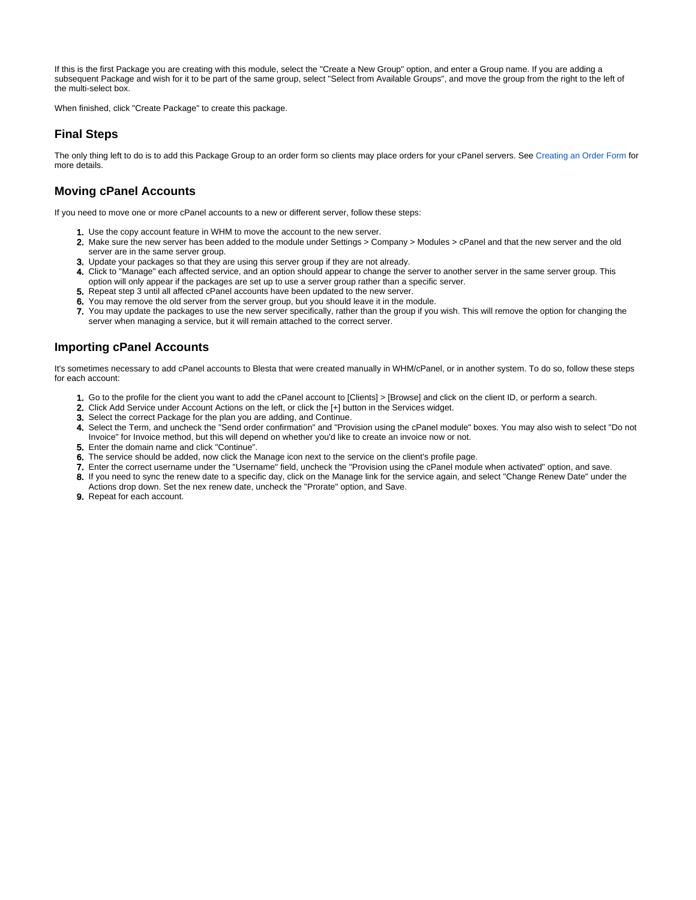If this is the first Package you are creating with this module, select the "Create a New Group" option, and enter a Group name. If you are adding a subsequent Package and wish for it to be part of the same group, select "Select from Available Groups", and move the group from the right to the left of the multi-select box.

When finished, click "Create Package" to create this package.

## Final Steps

The only thing left to do is to add this Package Group to an order form so clients may place orders for your cPanel servers. See Creating an Order Form for more details.

## Moving cPanel Accounts

If you need to move one or more cPanel accounts to a new or different server, follow these steps:

1. Use the copy account feature in WHM to move the account to the new server.
2. Make sure the new server has been added to the module under Settings > Company > Modules > cPanel and that the new server and the old server are in the same server group.
3. Update your packages so that they are using this server group if they are not already.
4. Click to "Manage" each affected service, and an option should appear to change the server to another server in the same server group. This option will only appear if the packages are set up to use a server group rather than a specific server.
5. Repeat step 3 until all affected cPanel accounts have been updated to the new server.
6. You may remove the old server from the server group, but you should leave it in the module.
7. You may update the packages to use the new server specifically, rather than the group if you wish. This will remove the option for changing the server when managing a service, but it will remain attached to the correct server.

## Importing cPanel Accounts

It's sometimes necessary to add cPanel accounts to Blesta that were created manually in WHM/cPanel, or in another system. To do so, follow these steps for each account:

1. Go to the profile for the client you want to add the cPanel account to [Clients] > [Browse] and click on the client ID, or perform a search.
2. Click Add Service under Account Actions on the left, or click the [+] button in the Services widget.
3. Select the correct Package for the plan you are adding, and Continue.
4. Select the Term, and uncheck the "Send order confirmation" and "Provision using the cPanel module" boxes. You may also wish to select "Do not Invoice" for Invoice method, but this will depend on whether you'd like to create an invoice now or not.
5. Enter the domain name and click "Continue".
6. The service should be added, now click the Manage icon next to the service on the client's profile page.
7. Enter the correct username under the "Username" field, uncheck the "Provision using the cPanel module when activated" option, and save.
8. If you need to sync the renew date to a specific day, click on the Manage link for the service again, and select "Change Renew Date" under the Actions drop down. Set the nex renew date, uncheck the "Prorate" option, and Save.
9. Repeat for each account.